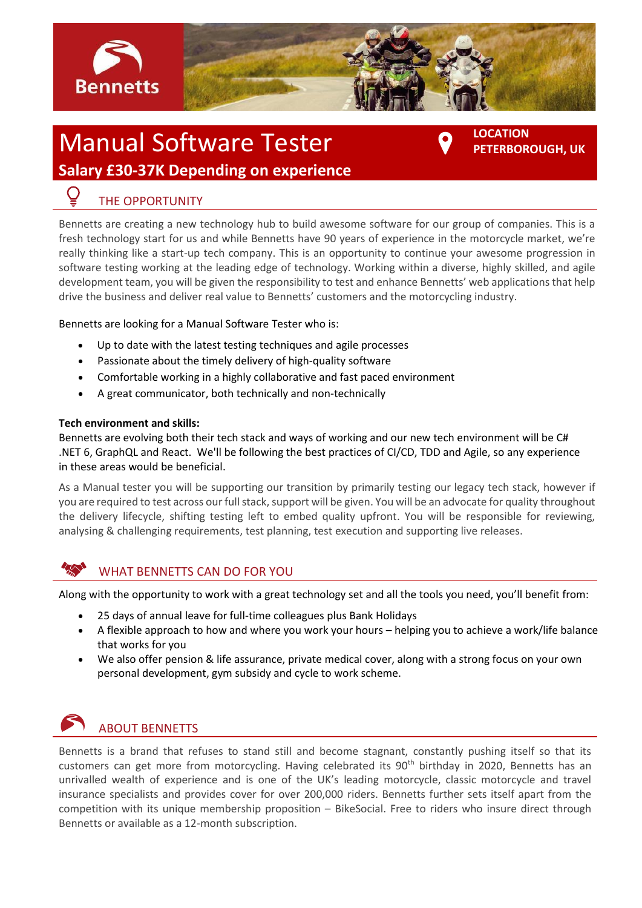Bennetts

# Manual Software Tester

**LOCATION**
**PETERBOROUGH, UK**

## Salary £30-37K Depending on experience

## THE OPPORTUNITY

Bennetts are creating a new technology hub to build awesome software for our group of companies. This is a fresh technology start for us and while Bennetts have 90 years of experience in the motorcycle market, we're really thinking like a start-up tech company. This is an opportunity to continue your awesome progression in software testing working at the leading edge of technology. Working within a diverse, highly skilled, and agile development team, you will be given the responsibility to test and enhance Bennetts' web applications that help drive the business and deliver real value to Bennetts' customers and the motorcycling industry.

Bennetts are looking for a Manual Software Tester who is:

- Up to date with the latest testing techniques and agile processes
- Passionate about the timely delivery of high-quality software
- Comfortable working in a highly collaborative and fast paced environment
- A great communicator, both technically and non-technically

**Tech environment and skills:**
Bennetts are evolving both their tech stack and ways of working and our new tech environment will be C# .NET 6, GraphQL and React. We'll be following the best practices of CI/CD, TDD and Agile, so any experience in these areas would be beneficial.

As a Manual tester you will be supporting our transition by primarily testing our legacy tech stack, however if you are required to test across our full stack, support will be given. You will be an advocate for quality throughout the delivery lifecycle, shifting testing left to embed quality upfront. You will be responsible for reviewing, analysing & challenging requirements, test planning, test execution and supporting live releases.

## WHAT BENNETTS CAN DO FOR YOU

Along with the opportunity to work with a great technology set and all the tools you need, you'll benefit from:

- 25 days of annual leave for full-time colleagues plus Bank Holidays
- A flexible approach to how and where you work your hours – helping you to achieve a work/life balance that works for you
- We also offer pension & life assurance, private medical cover, along with a strong focus on your own personal development, gym subsidy and cycle to work scheme.

## ABOUT BENNETTS

Bennetts is a brand that refuses to stand still and become stagnant, constantly pushing itself so that its customers can get more from motorcycling. Having celebrated its 90th birthday in 2020, Bennetts has an unrivalled wealth of experience and is one of the UK's leading motorcycle, classic motorcycle and travel insurance specialists and provides cover for over 200,000 riders. Bennetts further sets itself apart from the competition with its unique membership proposition – BikeSocial. Free to riders who insure direct through Bennetts or available as a 12-month subscription.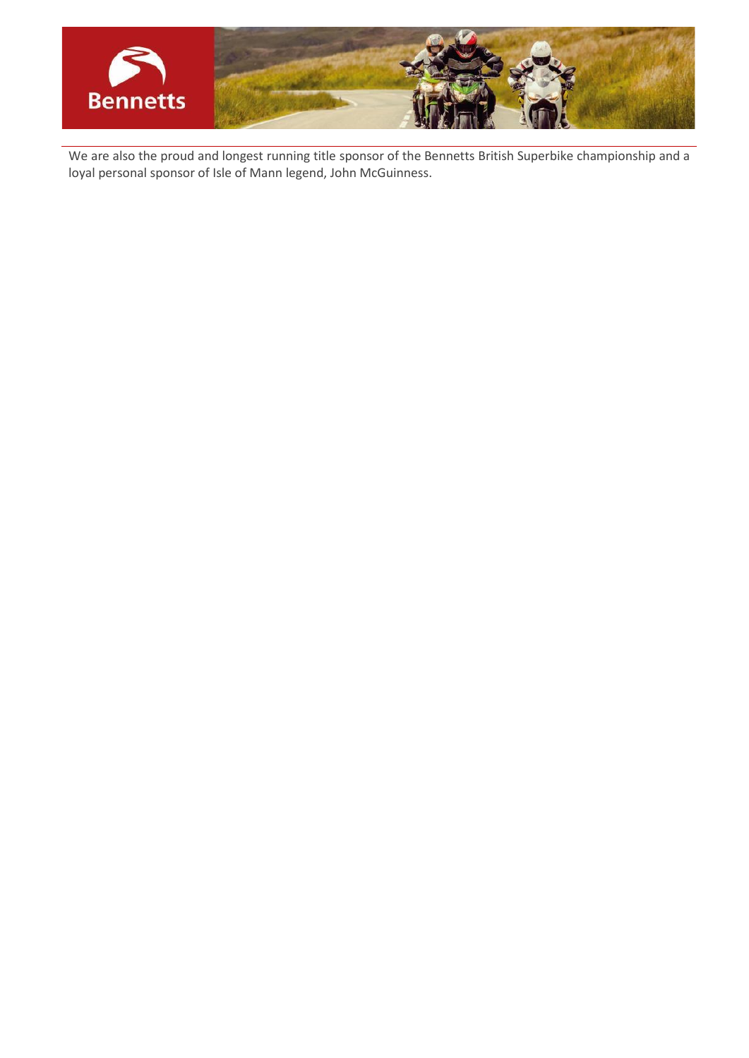We are also the proud and longest running title sponsor of the Bennetts British Superbike championship and a loyal personal sponsor of Isle of Mann legend, John McGuinness.